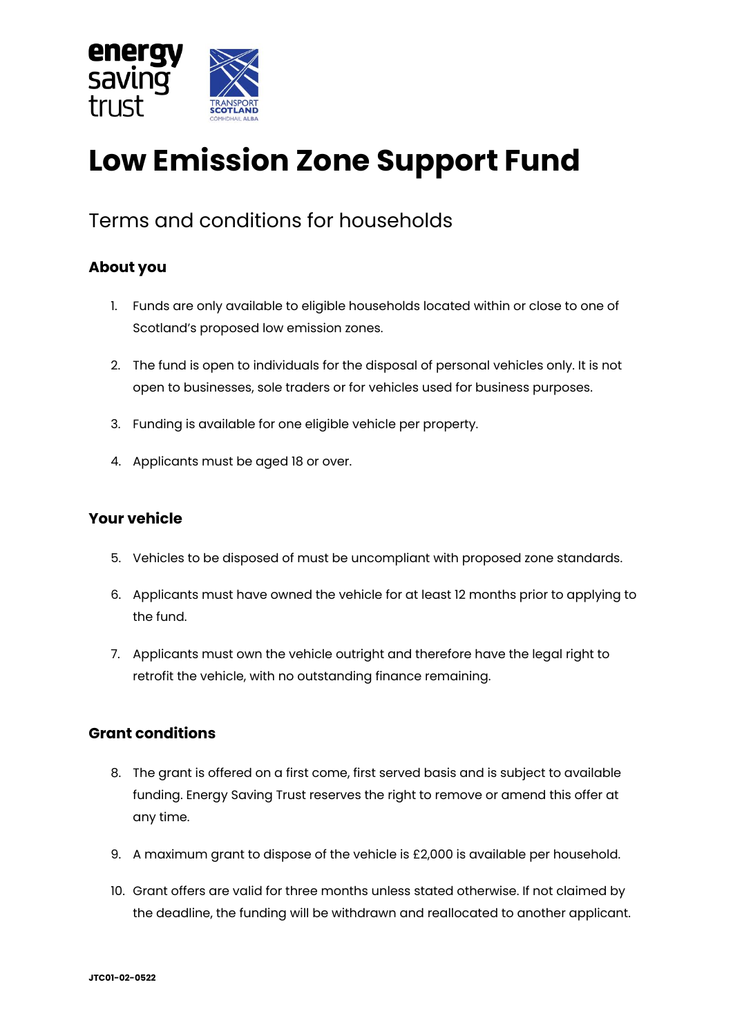# Low Emission Zone Support Fund

## Terms and conditions for households

### About you

1. Funds are only available to eligible households located within or close to one of Scotland's proposed low emission zones.
2. The fund is open to individuals for the disposal of personal vehicles only. It is not open to businesses, sole traders or for vehicles used for business purposes.
3. Funding is available for one eligible vehicle per property.
4. Applicants must be aged 18 or over.

### Your vehicle

5. Vehicles to be disposed of must be uncompliant with proposed zone standards.
6. Applicants must have owned the vehicle for at least 12 months prior to applying to the fund.
7. Applicants must own the vehicle outright and therefore have the legal right to retrofit the vehicle, with no outstanding finance remaining.

### Grant conditions

8. The grant is offered on a first come, first served basis and is subject to available funding. Energy Saving Trust reserves the right to remove or amend this offer at any time.
9. A maximum grant to dispose of the vehicle is £2,000 is available per household.
10. Grant offers are valid for three months unless stated otherwise. If not claimed by the deadline, the funding will be withdrawn and reallocated to another applicant.

JTC01-02-0522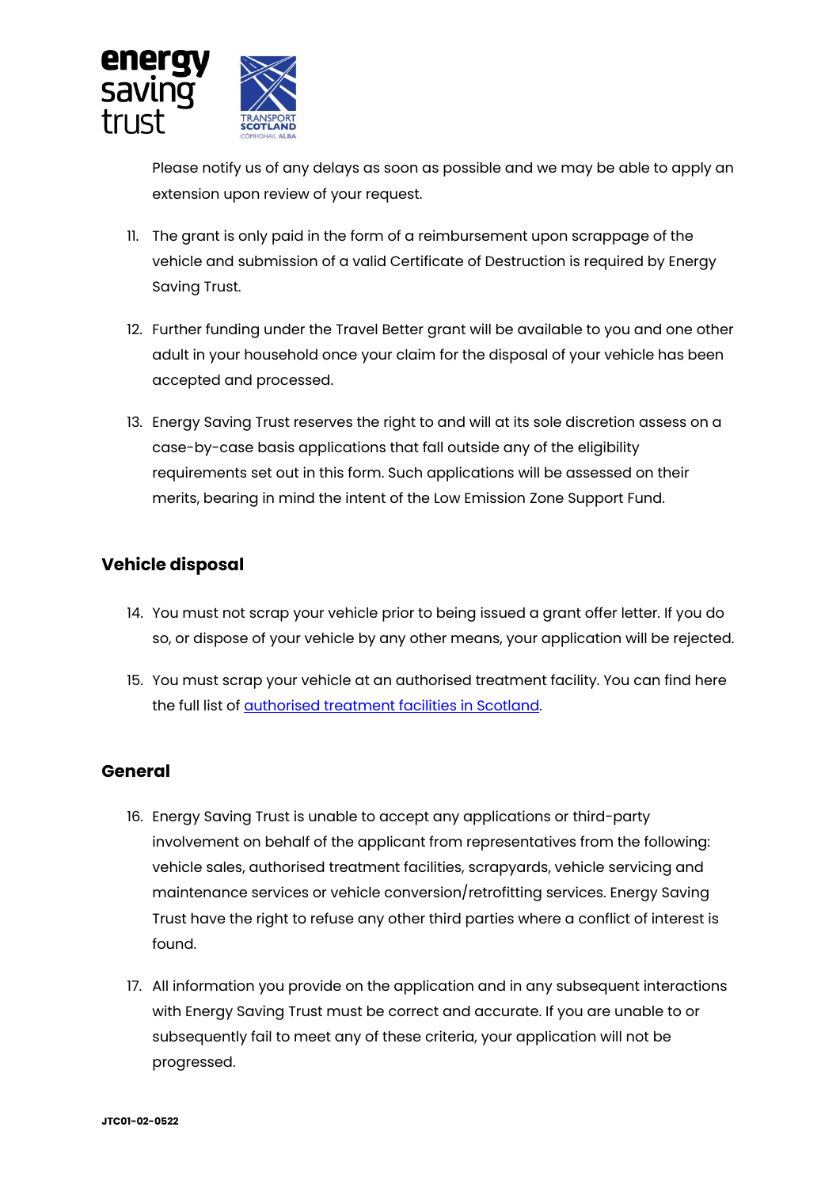Please notify us of any delays as soon as possible and we may be able to apply an extension upon review of your request.

11. The grant is only paid in the form of a reimbursement upon scrappage of the vehicle and submission of a valid Certificate of Destruction is required by Energy Saving Trust.

12. Further funding under the Travel Better grant will be available to you and one other adult in your household once your claim for the disposal of your vehicle has been accepted and processed.

13. Energy Saving Trust reserves the right to and will at its sole discretion assess on a case-by-case basis applications that fall outside any of the eligibility requirements set out in this form. Such applications will be assessed on their merits, bearing in mind the intent of the Low Emission Zone Support Fund.

### Vehicle disposal

14. You must not scrap your vehicle prior to being issued a grant offer letter. If you do so, or dispose of your vehicle by any other means, your application will be rejected.

15. You must scrap your vehicle at an authorised treatment facility. You can find here the full list of authorised treatment facilities in Scotland.

### General

16. Energy Saving Trust is unable to accept any applications or third-party involvement on behalf of the applicant from representatives from the following: vehicle sales, authorised treatment facilities, scrapyards, vehicle servicing and maintenance services or vehicle conversion/retrofitting services. Energy Saving Trust have the right to refuse any other third parties where a conflict of interest is found.

17. All information you provide on the application and in any subsequent interactions with Energy Saving Trust must be correct and accurate. If you are unable to or subsequently fail to meet any of these criteria, your application will not be progressed.

JTC01-02-0522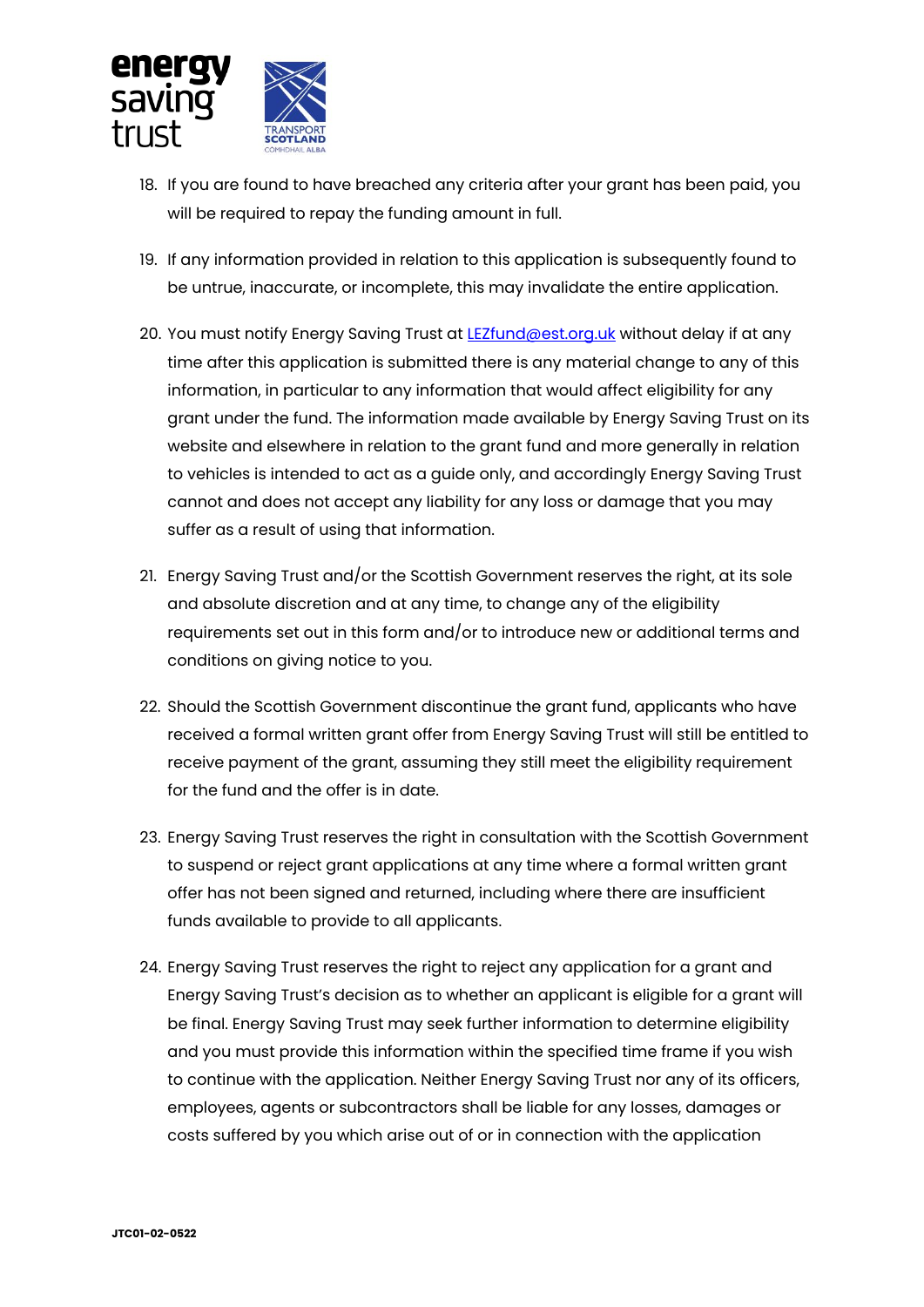18. If you are found to have breached any criteria after your grant has been paid, you will be required to repay the funding amount in full.

19. If any information provided in relation to this application is subsequently found to be untrue, inaccurate, or incomplete, this may invalidate the entire application.

20. You must notify Energy Saving Trust at LEZfund@est.org.uk without delay if at any time after this application is submitted there is any material change to any of this information, in particular to any information that would affect eligibility for any grant under the fund. The information made available by Energy Saving Trust on its website and elsewhere in relation to the grant fund and more generally in relation to vehicles is intended to act as a guide only, and accordingly Energy Saving Trust cannot and does not accept any liability for any loss or damage that you may suffer as a result of using that information.

21. Energy Saving Trust and/or the Scottish Government reserves the right, at its sole and absolute discretion and at any time, to change any of the eligibility requirements set out in this form and/or to introduce new or additional terms and conditions on giving notice to you.

22. Should the Scottish Government discontinue the grant fund, applicants who have received a formal written grant offer from Energy Saving Trust will still be entitled to receive payment of the grant, assuming they still meet the eligibility requirement for the fund and the offer is in date.

23. Energy Saving Trust reserves the right in consultation with the Scottish Government to suspend or reject grant applications at any time where a formal written grant offer has not been signed and returned, including where there are insufficient funds available to provide to all applicants.

24. Energy Saving Trust reserves the right to reject any application for a grant and Energy Saving Trust's decision as to whether an applicant is eligible for a grant will be final. Energy Saving Trust may seek further information to determine eligibility and you must provide this information within the specified time frame if you wish to continue with the application. Neither Energy Saving Trust nor any of its officers, employees, agents or subcontractors shall be liable for any losses, damages or costs suffered by you which arise out of or in connection with the application

JTC01-02-0522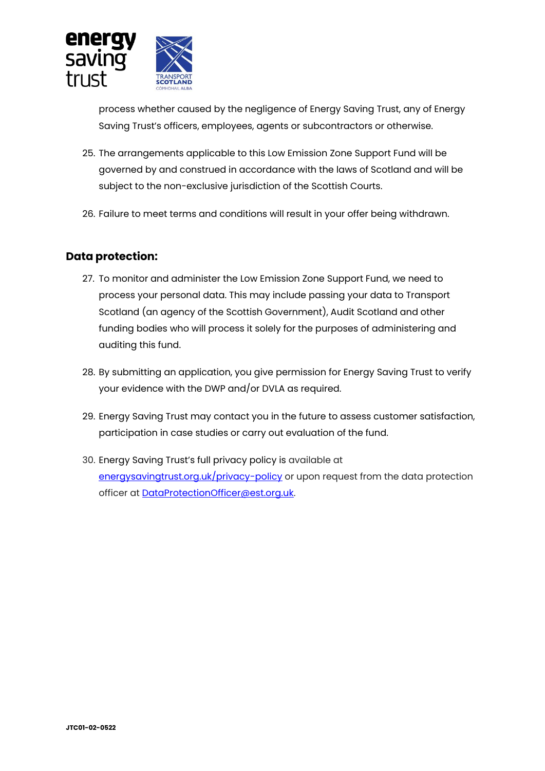process whether caused by the negligence of Energy Saving Trust, any of Energy Saving Trust's officers, employees, agents or subcontractors or otherwise.

25. The arrangements applicable to this Low Emission Zone Support Fund will be governed by and construed in accordance with the laws of Scotland and will be subject to the non-exclusive jurisdiction of the Scottish Courts.

26. Failure to meet terms and conditions will result in your offer being withdrawn.

## Data protection:

27. To monitor and administer the Low Emission Zone Support Fund, we need to process your personal data. This may include passing your data to Transport Scotland (an agency of the Scottish Government), Audit Scotland and other funding bodies who will process it solely for the purposes of administering and auditing this fund.

28. By submitting an application, you give permission for Energy Saving Trust to verify your evidence with the DWP and/or DVLA as required.

29. Energy Saving Trust may contact you in the future to assess customer satisfaction, participation in case studies or carry out evaluation of the fund.

30. Energy Saving Trust's full privacy policy is available at [energysavingtrust.org.uk/privacy-policy](energysavingtrust.org.uk/privacy-policy) or upon request from the data protection officer at [DataProtectionOfficer@est.org.uk](mailto:DataProtectionOfficer@est.org.uk).

JTC01-02-0522